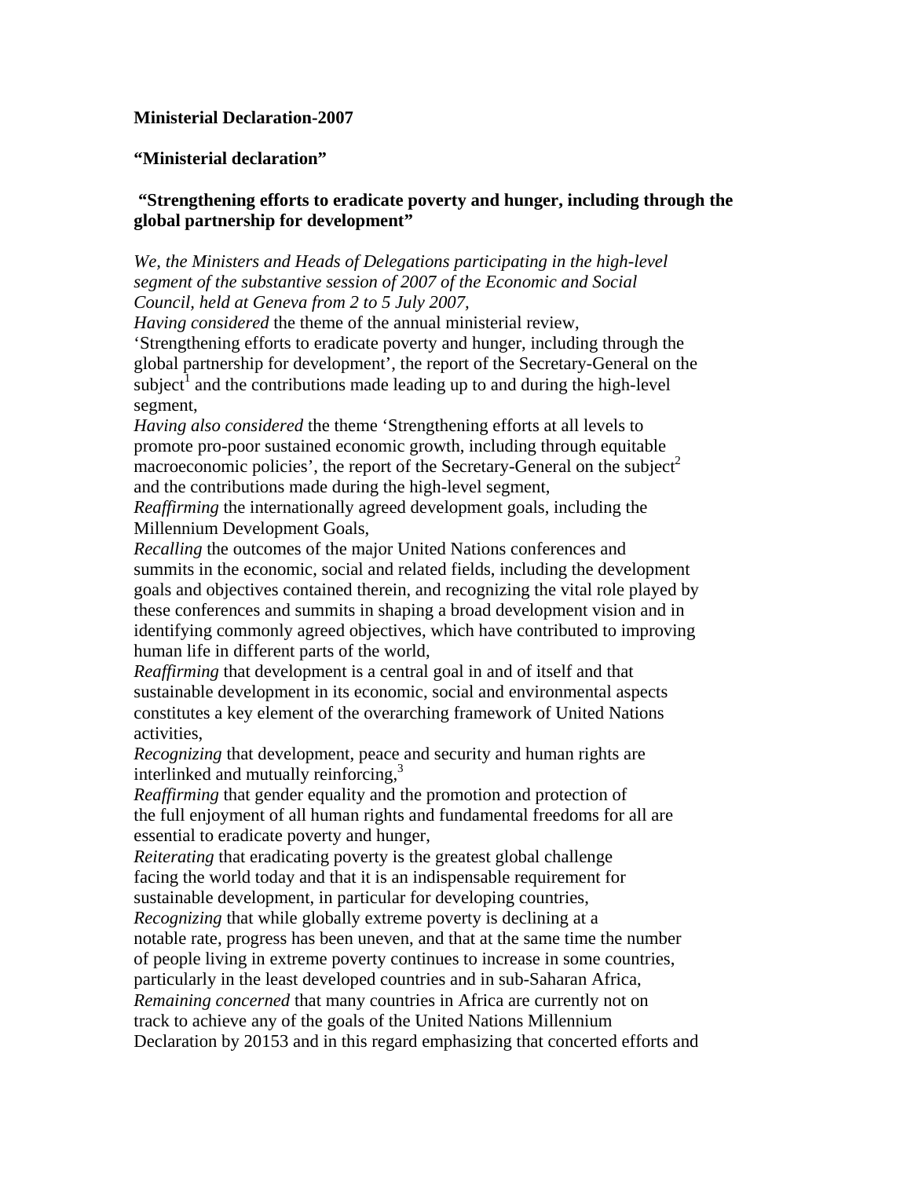**Ministerial Declaration-2007**

**“Ministerial declaration”**

**“Strengthening efforts to eradicate poverty and hunger, including through the global partnership for development”**

*We, the Ministers and Heads of Delegations participating in the high-level segment of the substantive session of 2007 of the Economic and Social Council, held at Geneva from 2 to 5 July 2007,*

*Having considered* the theme of the annual ministerial review, ‘Strengthening efforts to eradicate poverty and hunger, including through the global partnership for development’, the report of the Secretary-General on the subject[1] and the contributions made leading up to and during the high-level segment,

*Having also considered* the theme ‘Strengthening efforts at all levels to promote pro-poor sustained economic growth, including through equitable macroeconomic policies’, the report of the Secretary-General on the subject[2] and the contributions made during the high-level segment,

*Reaffirming* the internationally agreed development goals, including the Millennium Development Goals,

*Recalling* the outcomes of the major United Nations conferences and summits in the economic, social and related fields, including the development goals and objectives contained therein, and recognizing the vital role played by these conferences and summits in shaping a broad development vision and in identifying commonly agreed objectives, which have contributed to improving human life in different parts of the world,

*Reaffirming* that development is a central goal in and of itself and that sustainable development in its economic, social and environmental aspects constitutes a key element of the overarching framework of United Nations activities,

*Recognizing* that development, peace and security and human rights are interlinked and mutually reinforcing,[3]

*Reaffirming* that gender equality and the promotion and protection of the full enjoyment of all human rights and fundamental freedoms for all are essential to eradicate poverty and hunger,

*Reiterating* that eradicating poverty is the greatest global challenge facing the world today and that it is an indispensable requirement for sustainable development, in particular for developing countries,

*Recognizing* that while globally extreme poverty is declining at a notable rate, progress has been uneven, and that at the same time the number of people living in extreme poverty continues to increase in some countries, particularly in the least developed countries and in sub-Saharan Africa,

*Remaining concerned* that many countries in Africa are currently not on track to achieve any of the goals of the United Nations Millennium Declaration by 20153 and in this regard emphasizing that concerted efforts and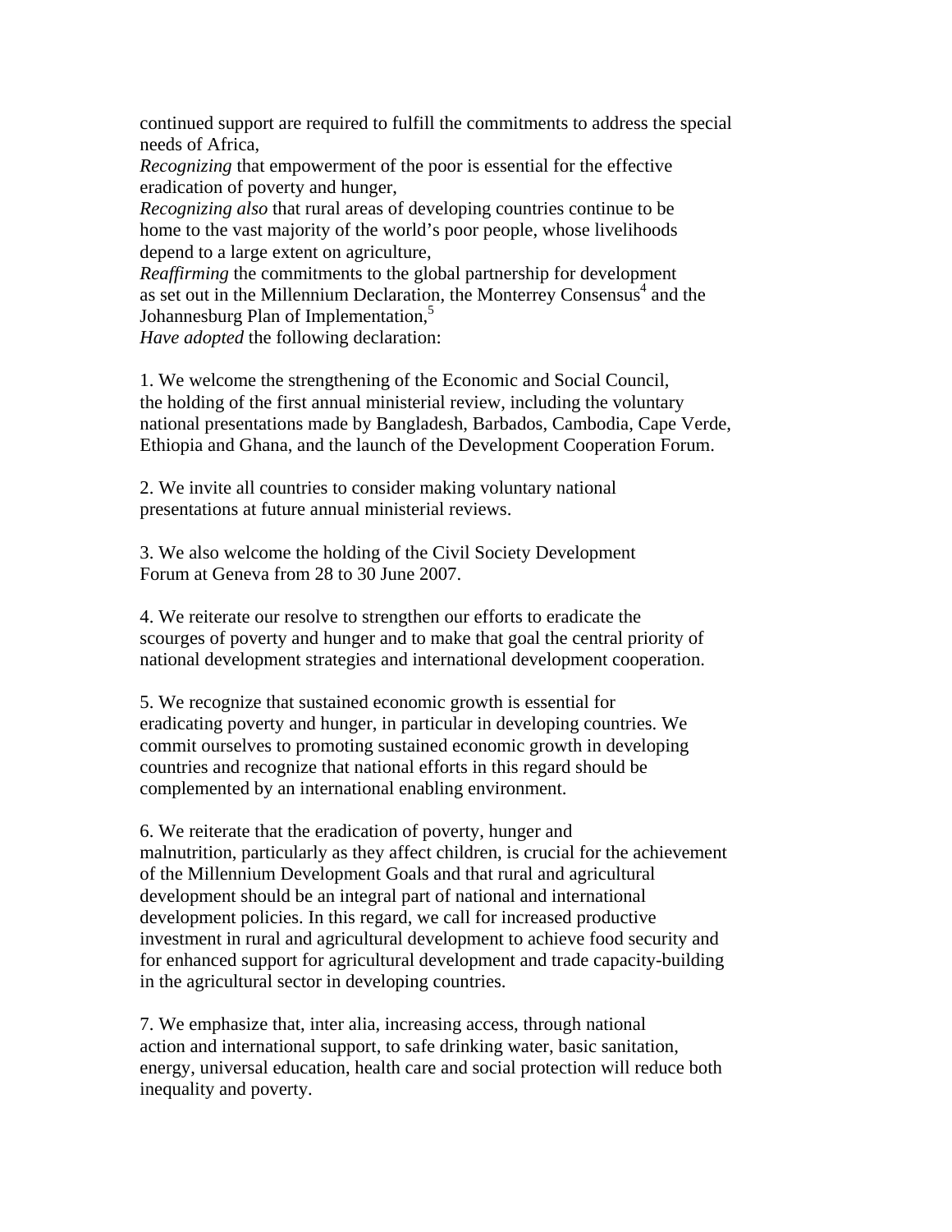continued support are required to fulfill the commitments to address the special needs of Africa,

*Recognizing* that empowerment of the poor is essential for the effective eradication of poverty and hunger,

*Recognizing also* that rural areas of developing countries continue to be home to the vast majority of the world's poor people, whose livelihoods depend to a large extent on agriculture,

*Reaffirming* the commitments to the global partnership for development as set out in the Millennium Declaration, the Monterrey Consensus[4] and the Johannesburg Plan of Implementation,[5]

*Have adopted* the following declaration:

1. We welcome the strengthening of the Economic and Social Council, the holding of the first annual ministerial review, including the voluntary national presentations made by Bangladesh, Barbados, Cambodia, Cape Verde, Ethiopia and Ghana, and the launch of the Development Cooperation Forum.

2. We invite all countries to consider making voluntary national presentations at future annual ministerial reviews.

3. We also welcome the holding of the Civil Society Development Forum at Geneva from 28 to 30 June 2007.

4. We reiterate our resolve to strengthen our efforts to eradicate the scourges of poverty and hunger and to make that goal the central priority of national development strategies and international development cooperation.

5. We recognize that sustained economic growth is essential for eradicating poverty and hunger, in particular in developing countries. We commit ourselves to promoting sustained economic growth in developing countries and recognize that national efforts in this regard should be complemented by an international enabling environment.

6. We reiterate that the eradication of poverty, hunger and malnutrition, particularly as they affect children, is crucial for the achievement of the Millennium Development Goals and that rural and agricultural development should be an integral part of national and international development policies. In this regard, we call for increased productive investment in rural and agricultural development to achieve food security and for enhanced support for agricultural development and trade capacity-building in the agricultural sector in developing countries.

7. We emphasize that, inter alia, increasing access, through national action and international support, to safe drinking water, basic sanitation, energy, universal education, health care and social protection will reduce both inequality and poverty.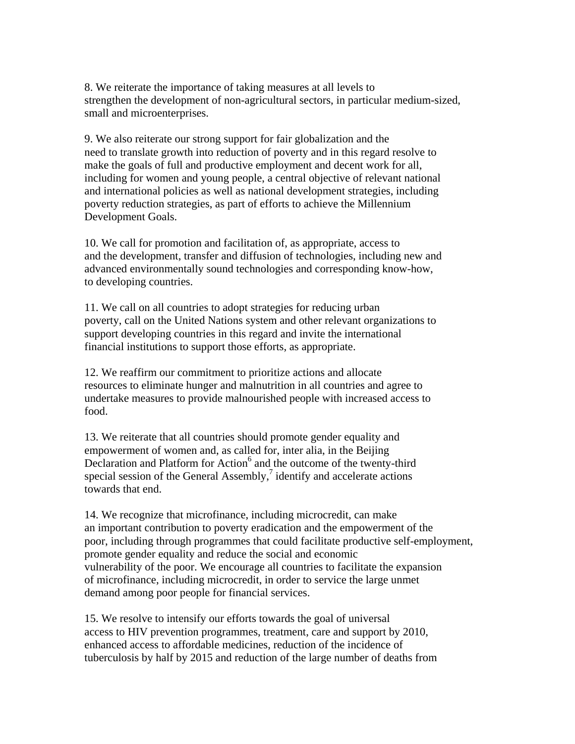8. We reiterate the importance of taking measures at all levels to strengthen the development of non-agricultural sectors, in particular medium-sized, small and microenterprises.

9. We also reiterate our strong support for fair globalization and the need to translate growth into reduction of poverty and in this regard resolve to make the goals of full and productive employment and decent work for all, including for women and young people, a central objective of relevant national and international policies as well as national development strategies, including poverty reduction strategies, as part of efforts to achieve the Millennium Development Goals.

10. We call for promotion and facilitation of, as appropriate, access to and the development, transfer and diffusion of technologies, including new and advanced environmentally sound technologies and corresponding know-how, to developing countries.

11. We call on all countries to adopt strategies for reducing urban poverty, call on the United Nations system and other relevant organizations to support developing countries in this regard and invite the international financial institutions to support those efforts, as appropriate.

12. We reaffirm our commitment to prioritize actions and allocate resources to eliminate hunger and malnutrition in all countries and agree to undertake measures to provide malnourished people with increased access to food.

13. We reiterate that all countries should promote gender equality and empowerment of women and, as called for, inter alia, in the Beijing Declaration and Platform for Action[6] and the outcome of the twenty-third special session of the General Assembly,[7] identify and accelerate actions towards that end.

14. We recognize that microfinance, including microcredit, can make an important contribution to poverty eradication and the empowerment of the poor, including through programmes that could facilitate productive self-employment, promote gender equality and reduce the social and economic vulnerability of the poor. We encourage all countries to facilitate the expansion of microfinance, including microcredit, in order to service the large unmet demand among poor people for financial services.

15. We resolve to intensify our efforts towards the goal of universal access to HIV prevention programmes, treatment, care and support by 2010, enhanced access to affordable medicines, reduction of the incidence of tuberculosis by half by 2015 and reduction of the large number of deaths from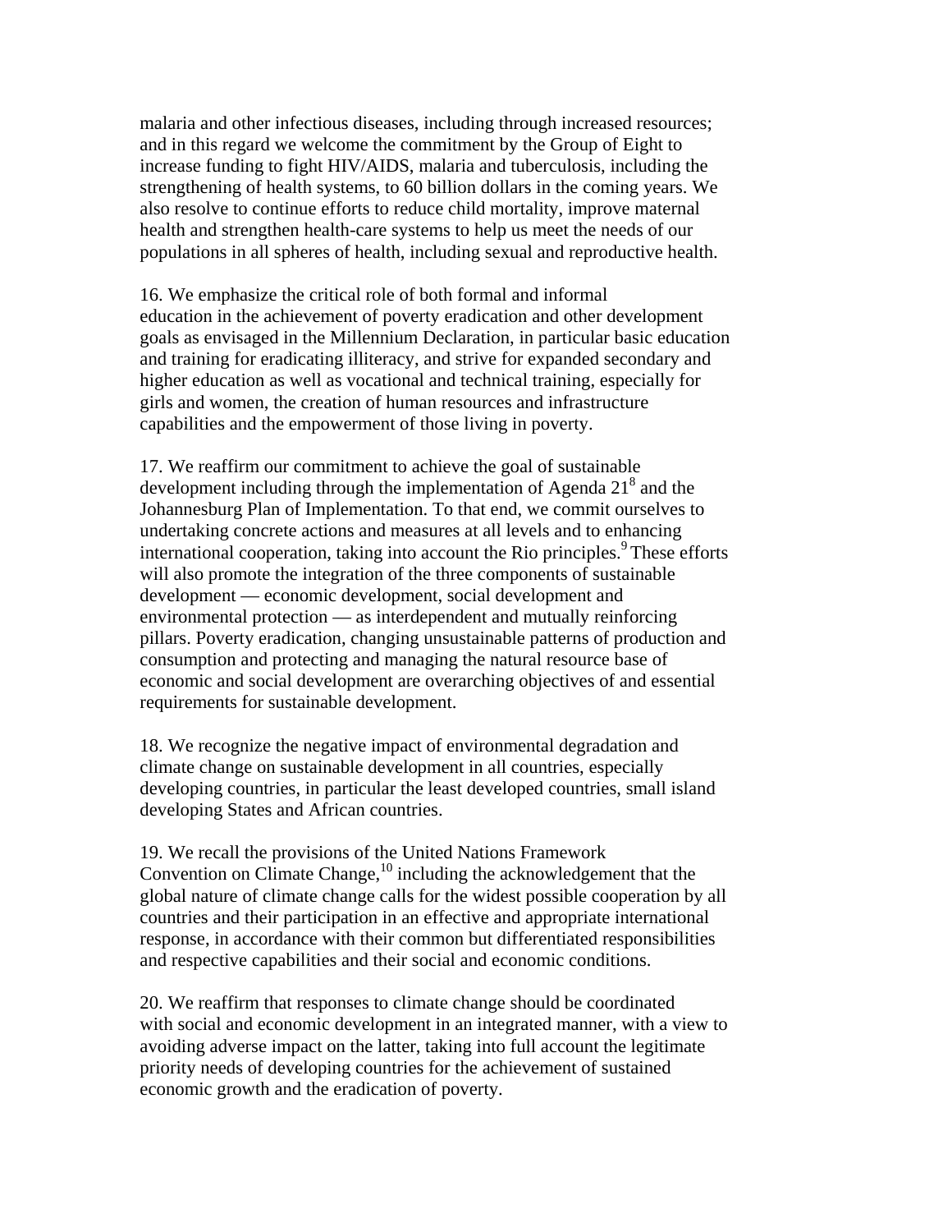malaria and other infectious diseases, including through increased resources; and in this regard we welcome the commitment by the Group of Eight to increase funding to fight HIV/AIDS, malaria and tuberculosis, including the strengthening of health systems, to 60 billion dollars in the coming years. We also resolve to continue efforts to reduce child mortality, improve maternal health and strengthen health-care systems to help us meet the needs of our populations in all spheres of health, including sexual and reproductive health.

16. We emphasize the critical role of both formal and informal education in the achievement of poverty eradication and other development goals as envisaged in the Millennium Declaration, in particular basic education and training for eradicating illiteracy, and strive for expanded secondary and higher education as well as vocational and technical training, especially for girls and women, the creation of human resources and infrastructure capabilities and the empowerment of those living in poverty.

17. We reaffirm our commitment to achieve the goal of sustainable development including through the implementation of Agenda 21[8] and the Johannesburg Plan of Implementation. To that end, we commit ourselves to undertaking concrete actions and measures at all levels and to enhancing international cooperation, taking into account the Rio principles.[9] These efforts will also promote the integration of the three components of sustainable development — economic development, social development and environmental protection — as interdependent and mutually reinforcing pillars. Poverty eradication, changing unsustainable patterns of production and consumption and protecting and managing the natural resource base of economic and social development are overarching objectives of and essential requirements for sustainable development.

18. We recognize the negative impact of environmental degradation and climate change on sustainable development in all countries, especially developing countries, in particular the least developed countries, small island developing States and African countries.

19. We recall the provisions of the United Nations Framework Convention on Climate Change,[10] including the acknowledgement that the global nature of climate change calls for the widest possible cooperation by all countries and their participation in an effective and appropriate international response, in accordance with their common but differentiated responsibilities and respective capabilities and their social and economic conditions.

20. We reaffirm that responses to climate change should be coordinated with social and economic development in an integrated manner, with a view to avoiding adverse impact on the latter, taking into full account the legitimate priority needs of developing countries for the achievement of sustained economic growth and the eradication of poverty.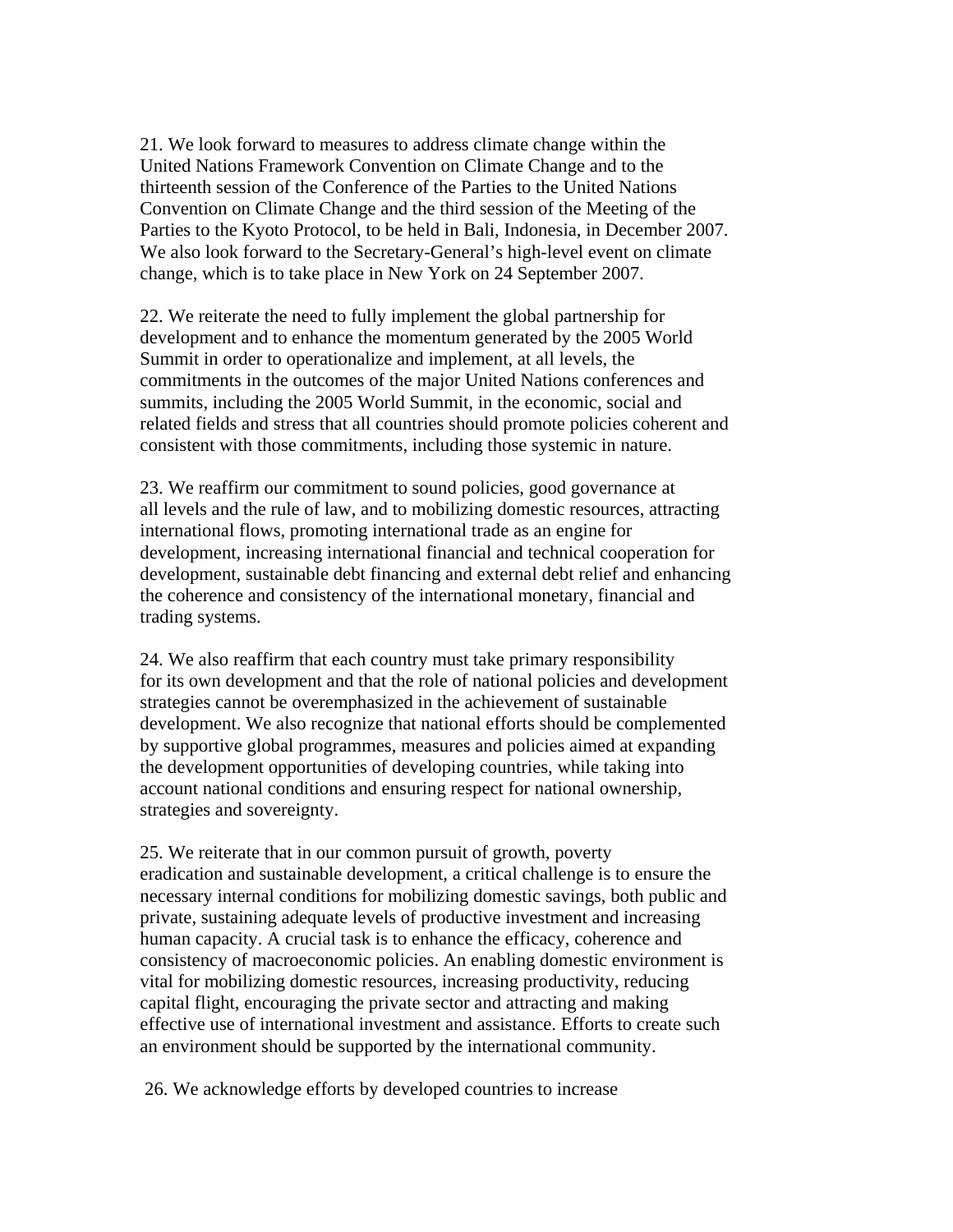21. We look forward to measures to address climate change within the United Nations Framework Convention on Climate Change and to the thirteenth session of the Conference of the Parties to the United Nations Convention on Climate Change and the third session of the Meeting of the Parties to the Kyoto Protocol, to be held in Bali, Indonesia, in December 2007. We also look forward to the Secretary-General's high-level event on climate change, which is to take place in New York on 24 September 2007.

22. We reiterate the need to fully implement the global partnership for development and to enhance the momentum generated by the 2005 World Summit in order to operationalize and implement, at all levels, the commitments in the outcomes of the major United Nations conferences and summits, including the 2005 World Summit, in the economic, social and related fields and stress that all countries should promote policies coherent and consistent with those commitments, including those systemic in nature.

23. We reaffirm our commitment to sound policies, good governance at all levels and the rule of law, and to mobilizing domestic resources, attracting international flows, promoting international trade as an engine for development, increasing international financial and technical cooperation for development, sustainable debt financing and external debt relief and enhancing the coherence and consistency of the international monetary, financial and trading systems.

24. We also reaffirm that each country must take primary responsibility for its own development and that the role of national policies and development strategies cannot be overemphasized in the achievement of sustainable development. We also recognize that national efforts should be complemented by supportive global programmes, measures and policies aimed at expanding the development opportunities of developing countries, while taking into account national conditions and ensuring respect for national ownership, strategies and sovereignty.

25. We reiterate that in our common pursuit of growth, poverty eradication and sustainable development, a critical challenge is to ensure the necessary internal conditions for mobilizing domestic savings, both public and private, sustaining adequate levels of productive investment and increasing human capacity. A crucial task is to enhance the efficacy, coherence and consistency of macroeconomic policies. An enabling domestic environment is vital for mobilizing domestic resources, increasing productivity, reducing capital flight, encouraging the private sector and attracting and making effective use of international investment and assistance. Efforts to create such an environment should be supported by the international community.

26. We acknowledge efforts by developed countries to increase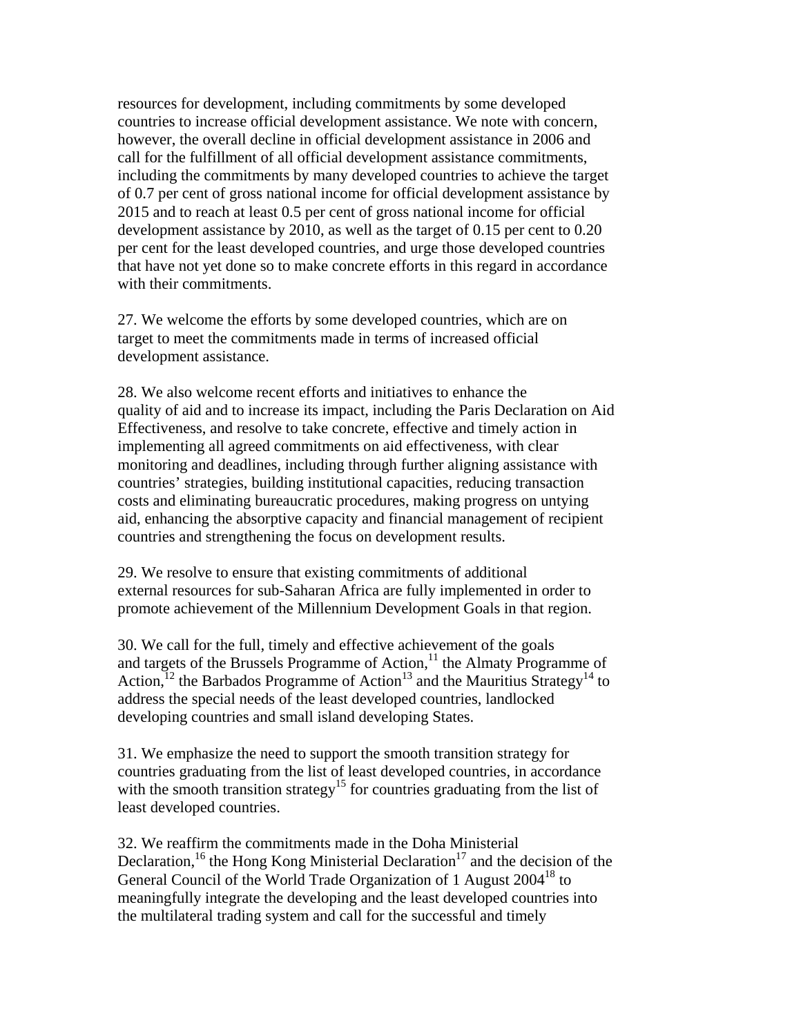resources for development, including commitments by some developed countries to increase official development assistance. We note with concern, however, the overall decline in official development assistance in 2006 and call for the fulfillment of all official development assistance commitments, including the commitments by many developed countries to achieve the target of 0.7 per cent of gross national income for official development assistance by 2015 and to reach at least 0.5 per cent of gross national income for official development assistance by 2010, as well as the target of 0.15 per cent to 0.20 per cent for the least developed countries, and urge those developed countries that have not yet done so to make concrete efforts in this regard in accordance with their commitments.

27. We welcome the efforts by some developed countries, which are on target to meet the commitments made in terms of increased official development assistance.

28. We also welcome recent efforts and initiatives to enhance the quality of aid and to increase its impact, including the Paris Declaration on Aid Effectiveness, and resolve to take concrete, effective and timely action in implementing all agreed commitments on aid effectiveness, with clear monitoring and deadlines, including through further aligning assistance with countries' strategies, building institutional capacities, reducing transaction costs and eliminating bureaucratic procedures, making progress on untying aid, enhancing the absorptive capacity and financial management of recipient countries and strengthening the focus on development results.

29. We resolve to ensure that existing commitments of additional external resources for sub-Saharan Africa are fully implemented in order to promote achievement of the Millennium Development Goals in that region.

30. We call for the full, timely and effective achievement of the goals and targets of the Brussels Programme of Action,[11] the Almaty Programme of Action,[12] the Barbados Programme of Action[13] and the Mauritius Strategy[14] to address the special needs of the least developed countries, landlocked developing countries and small island developing States.

31. We emphasize the need to support the smooth transition strategy for countries graduating from the list of least developed countries, in accordance with the smooth transition strategy[15] for countries graduating from the list of least developed countries.

32. We reaffirm the commitments made in the Doha Ministerial Declaration,[16] the Hong Kong Ministerial Declaration[17] and the decision of the General Council of the World Trade Organization of 1 August 2004[18] to meaningfully integrate the developing and the least developed countries into the multilateral trading system and call for the successful and timely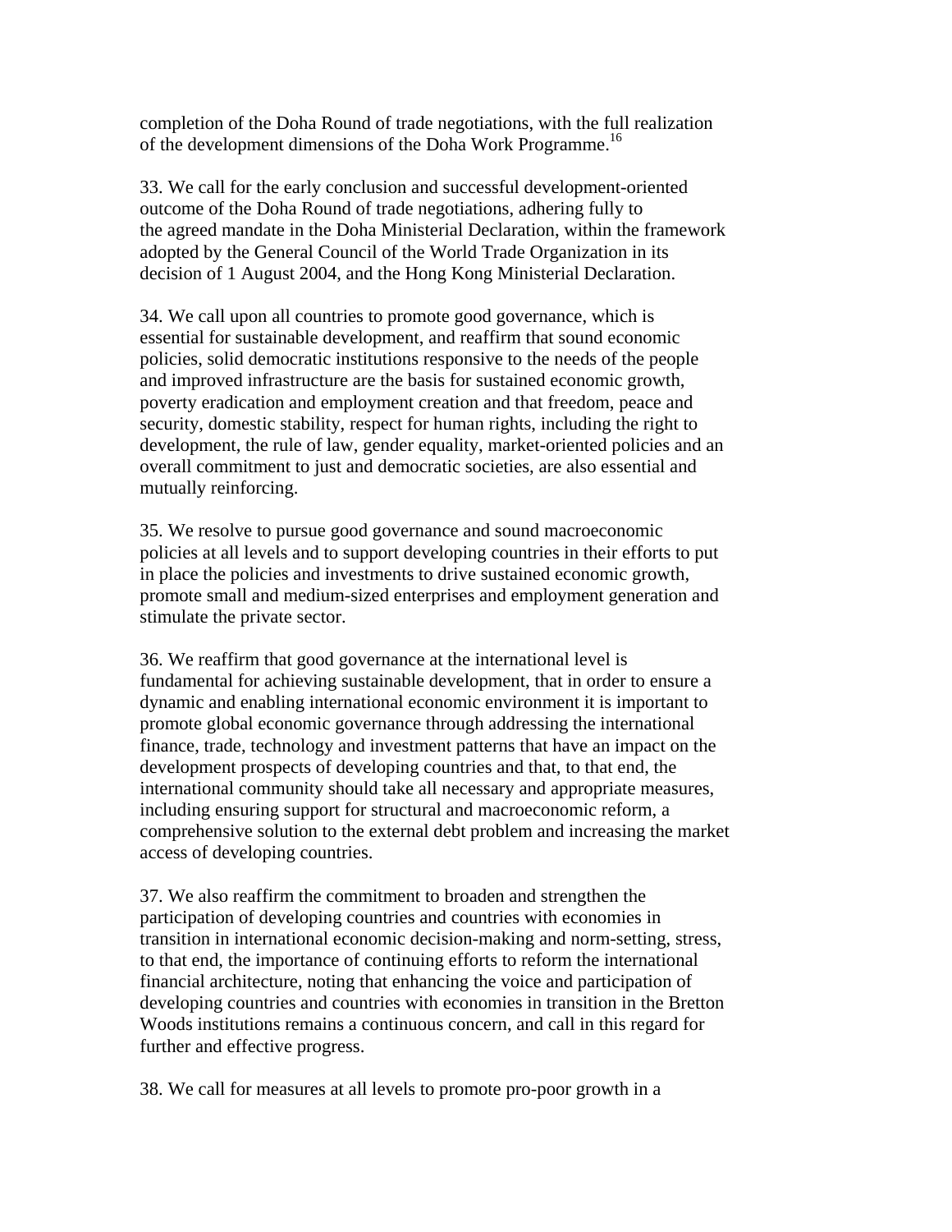completion of the Doha Round of trade negotiations, with the full realization of the development dimensions of the Doha Work Programme.[16]

33. We call for the early conclusion and successful development-oriented outcome of the Doha Round of trade negotiations, adhering fully to the agreed mandate in the Doha Ministerial Declaration, within the framework adopted by the General Council of the World Trade Organization in its decision of 1 August 2004, and the Hong Kong Ministerial Declaration.

34. We call upon all countries to promote good governance, which is essential for sustainable development, and reaffirm that sound economic policies, solid democratic institutions responsive to the needs of the people and improved infrastructure are the basis for sustained economic growth, poverty eradication and employment creation and that freedom, peace and security, domestic stability, respect for human rights, including the right to development, the rule of law, gender equality, market-oriented policies and an overall commitment to just and democratic societies, are also essential and mutually reinforcing.

35. We resolve to pursue good governance and sound macroeconomic policies at all levels and to support developing countries in their efforts to put in place the policies and investments to drive sustained economic growth, promote small and medium-sized enterprises and employment generation and stimulate the private sector.

36. We reaffirm that good governance at the international level is fundamental for achieving sustainable development, that in order to ensure a dynamic and enabling international economic environment it is important to promote global economic governance through addressing the international finance, trade, technology and investment patterns that have an impact on the development prospects of developing countries and that, to that end, the international community should take all necessary and appropriate measures, including ensuring support for structural and macroeconomic reform, a comprehensive solution to the external debt problem and increasing the market access of developing countries.

37. We also reaffirm the commitment to broaden and strengthen the participation of developing countries and countries with economies in transition in international economic decision-making and norm-setting, stress, to that end, the importance of continuing efforts to reform the international financial architecture, noting that enhancing the voice and participation of developing countries and countries with economies in transition in the Bretton Woods institutions remains a continuous concern, and call in this regard for further and effective progress.

38. We call for measures at all levels to promote pro-poor growth in a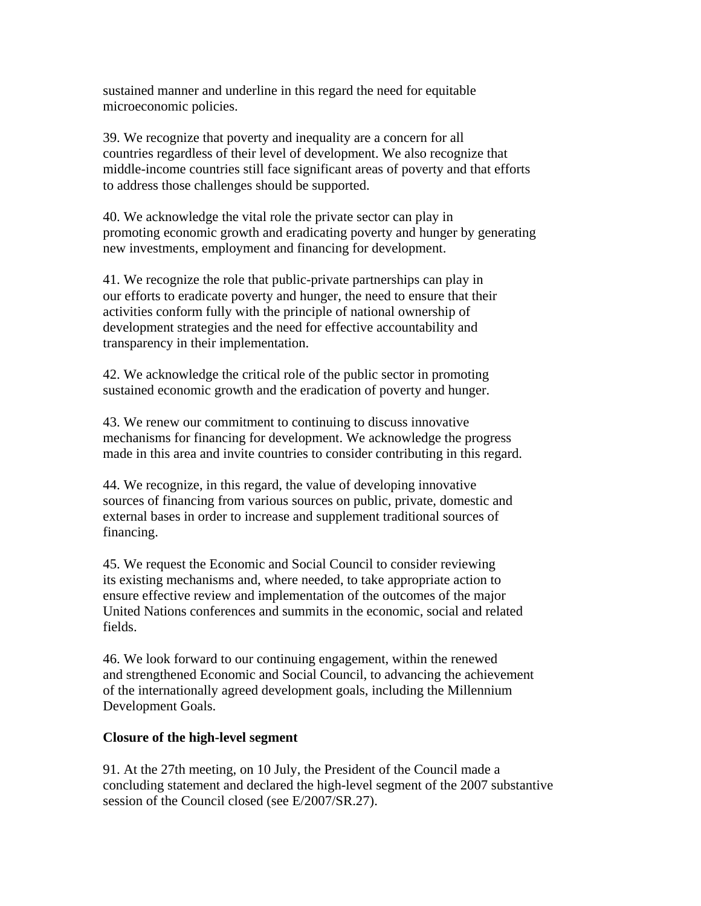sustained manner and underline in this regard the need for equitable microeconomic policies.

39. We recognize that poverty and inequality are a concern for all countries regardless of their level of development. We also recognize that middle-income countries still face significant areas of poverty and that efforts to address those challenges should be supported.

40. We acknowledge the vital role the private sector can play in promoting economic growth and eradicating poverty and hunger by generating new investments, employment and financing for development.

41. We recognize the role that public-private partnerships can play in our efforts to eradicate poverty and hunger, the need to ensure that their activities conform fully with the principle of national ownership of development strategies and the need for effective accountability and transparency in their implementation.

42. We acknowledge the critical role of the public sector in promoting sustained economic growth and the eradication of poverty and hunger.

43. We renew our commitment to continuing to discuss innovative mechanisms for financing for development. We acknowledge the progress made in this area and invite countries to consider contributing in this regard.

44. We recognize, in this regard, the value of developing innovative sources of financing from various sources on public, private, domestic and external bases in order to increase and supplement traditional sources of financing.

45. We request the Economic and Social Council to consider reviewing its existing mechanisms and, where needed, to take appropriate action to ensure effective review and implementation of the outcomes of the major United Nations conferences and summits in the economic, social and related fields.

46. We look forward to our continuing engagement, within the renewed and strengthened Economic and Social Council, to advancing the achievement of the internationally agreed development goals, including the Millennium Development Goals.

**Closure of the high-level segment**

91. At the 27th meeting, on 10 July, the President of the Council made a concluding statement and declared the high-level segment of the 2007 substantive session of the Council closed (see E/2007/SR.27).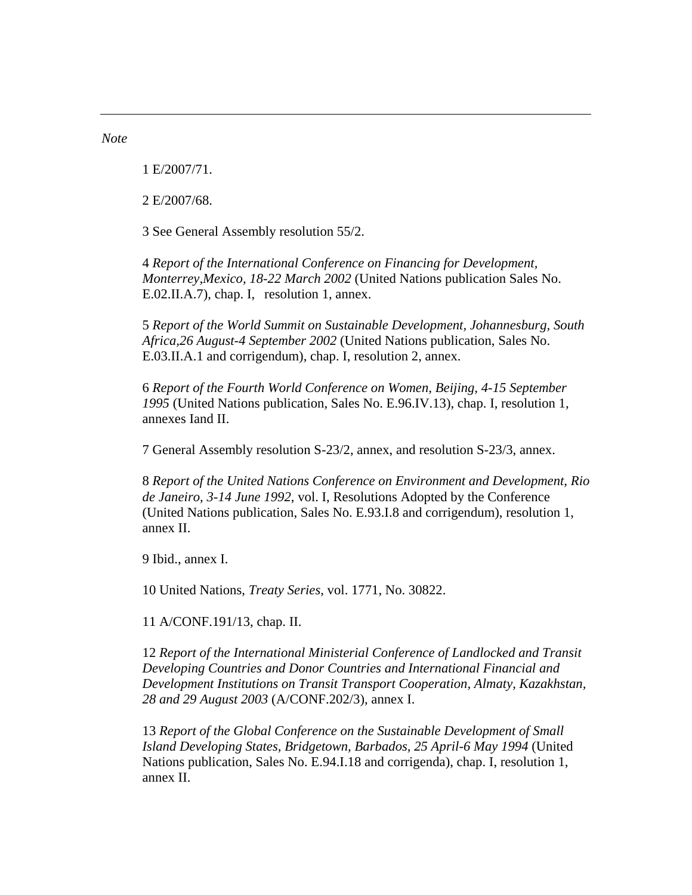*Note*

1 E/2007/71.

2 E/2007/68.

3 See General Assembly resolution 55/2.

4 *Report of the International Conference on Financing for Development, Monterrey,Mexico, 18-22 March 2002* (United Nations publication Sales No. E.02.II.A.7), chap. I, resolution 1, annex.

5 *Report of the World Summit on Sustainable Development, Johannesburg, South Africa,26 August-4 September 2002* (United Nations publication, Sales No. E.03.II.A.1 and corrigendum), chap. I, resolution 2, annex.

6 *Report of the Fourth World Conference on Women, Beijing, 4-15 September 1995* (United Nations publication, Sales No. E.96.IV.13), chap. I, resolution 1, annexes Iand II.

7 General Assembly resolution S-23/2, annex, and resolution S-23/3, annex.

8 *Report of the United Nations Conference on Environment and Development, Rio de Janeiro, 3-14 June 1992*, vol. I, Resolutions Adopted by the Conference (United Nations publication, Sales No. E.93.I.8 and corrigendum), resolution 1, annex II.

9 Ibid., annex I.

10 United Nations, *Treaty Series*, vol. 1771, No. 30822.

11 A/CONF.191/13, chap. II.

12 *Report of the International Ministerial Conference of Landlocked and Transit Developing Countries and Donor Countries and International Financial and Development Institutions on Transit Transport Cooperation, Almaty, Kazakhstan, 28 and 29 August 2003* (A/CONF.202/3), annex I.

13 *Report of the Global Conference on the Sustainable Development of Small Island Developing States, Bridgetown, Barbados, 25 April-6 May 1994* (United Nations publication, Sales No. E.94.I.18 and corrigenda), chap. I, resolution 1, annex II.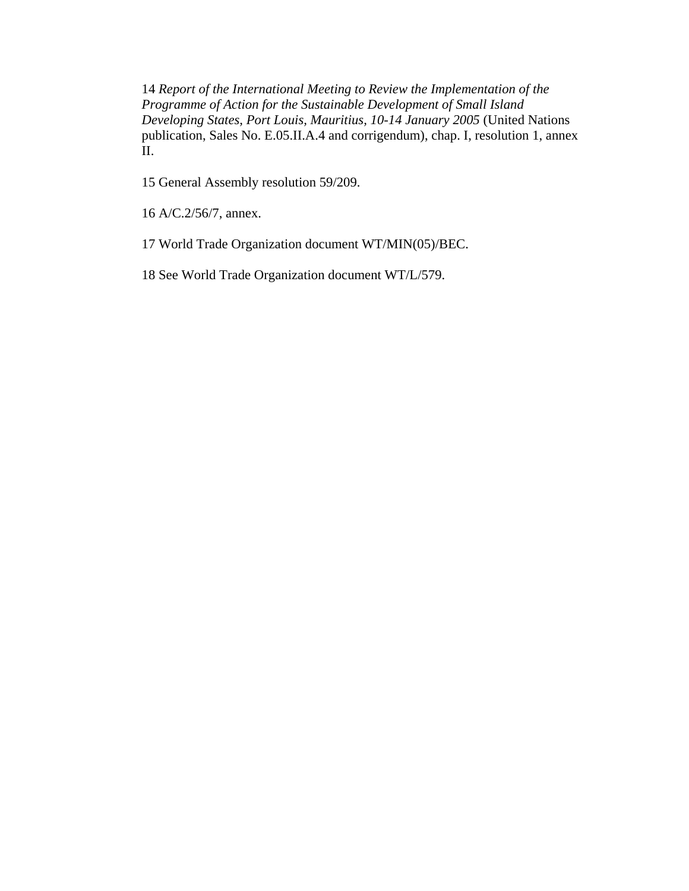14 *Report of the International Meeting to Review the Implementation of the Programme of Action for the Sustainable Development of Small Island Developing States, Port Louis, Mauritius, 10-14 January 2005* (United Nations publication, Sales No. E.05.II.A.4 and corrigendum), chap. I, resolution 1, annex II.

15 General Assembly resolution 59/209.

16 A/C.2/56/7, annex.

17 World Trade Organization document WT/MIN(05)/BEC.

18 See World Trade Organization document WT/L/579.